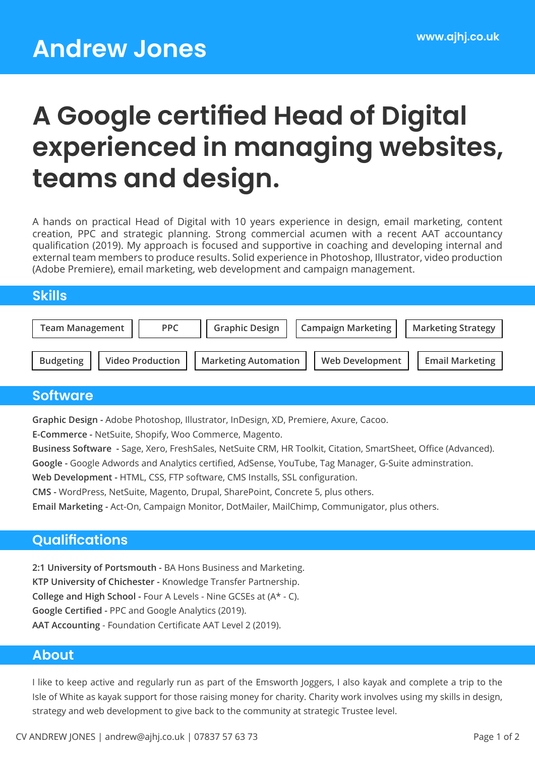# Andrew Jones

www.ajhj.co.uk

## A Google certified Head of Digital experienced in managing websites, teams and design.

A hands on practical Head of Digital with 10 years experience in design, email marketing, content creation, PPC and strategic planning. Strong commercial acumen with a recent AAT accountancy qualification (2019). My approach is focused and supportive in coaching and developing internal and external team members to produce results. Solid experience in Photoshop, Illustrator, video production (Adobe Premiere), email marketing, web development and campaign management.

## Skills

- Team Management
- PPC
- Graphic Design
- Campaign Marketing
- Marketing Strategy
- Budgeting
- Video Production
- Marketing Automation
- Web Development
- Email Marketing

## Software

**Graphic Design -** Adobe Photoshop, Illustrator, InDesign, XD, Premiere, Axure, Cacoo.

**E-Commerce -** NetSuite, Shopify, Woo Commerce, Magento.

**Business Software -** Sage, Xero, FreshSales, NetSuite CRM, HR Toolkit, Citation, SmartSheet, Office (Advanced).

**Google -** Google Adwords and Analytics certified, AdSense, YouTube, Tag Manager, G-Suite adminstration.

**Web Development -** HTML, CSS, FTP software, CMS Installs, SSL configuration.

**CMS -** WordPress, NetSuite, Magento, Drupal, SharePoint, Concrete 5, plus others.

**Email Marketing -** Act-On, Campaign Monitor, DotMailer, MailChimp, Communigator, plus others.

## Qualifications

**2:1 University of Portsmouth -** BA Hons Business and Marketing.

**KTP University of Chichester -** Knowledge Transfer Partnership.

**College and High School -** Four A Levels - Nine GCSEs at (A* - C).

**Google Certified -** PPC and Google Analytics (2019).

**AAT Accounting -** Foundation Certificate AAT Level 2 (2019).

## About

I like to keep active and regularly run as part of the Emsworth Joggers, I also kayak and complete a trip to the Isle of White as kayak support for those raising money for charity. Charity work involves using my skills in design, strategy and web development to give back to the community at strategic Trustee level.

CV ANDREW JONES | andrew@ajhj.co.uk | 07837 57 63 73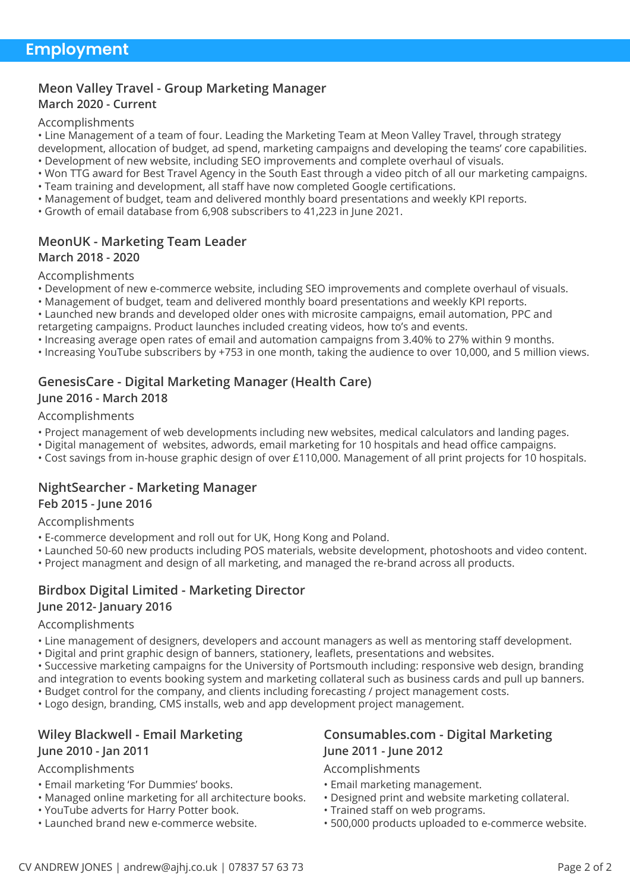## Employment

### Meon Valley Travel - Group Marketing Manager
**March 2020 - Current**

Accomplishments

- Line Management of a team of four. Leading the Marketing Team at Meon Valley Travel, through strategy development, allocation of budget, ad spend, marketing campaigns and developing the teams' core capabilities.
- Development of new website, including SEO improvements and complete overhaul of visuals.
- Won TTG award for Best Travel Agency in the South East through a video pitch of all our marketing campaigns.
- Team training and development, all staff have now completed Google certifications.
- Management of budget, team and delivered monthly board presentations and weekly KPI reports.
- Growth of email database from 6,908 subscribers to 41,223 in June 2021.

### MeonUK - Marketing Team Leader
**March 2018 - 2020**

Accomplishments

- Development of new e-commerce website, including SEO improvements and complete overhaul of visuals.
- Management of budget, team and delivered monthly board presentations and weekly KPI reports.
- Launched new brands and developed older ones with microsite campaigns, email automation, PPC and retargeting campaigns. Product launches included creating videos, how to's and events.
- Increasing average open rates of email and automation campaigns from 3.40% to 27% within 9 months.
- Increasing YouTube subscribers by +753 in one month, taking the audience to over 10,000, and 5 million views.

### GenesisCare - Digital Marketing Manager (Health Care)
**June 2016 - March 2018**

Accomplishments

- Project management of web developments including new websites, medical calculators and landing pages.
- Digital management of websites, adwords, email marketing for 10 hospitals and head office campaigns.
- Cost savings from in-house graphic design of over £110,000. Management of all print projects for 10 hospitals.

### NightSearcher - Marketing Manager
**Feb 2015 - June 2016**

Accomplishments

- E-commerce development and roll out for UK, Hong Kong and Poland.
- Launched 50-60 new products including POS materials, website development, photoshoots and video content.
- Project managment and design of all marketing, and managed the re-brand across all products.

### Birdbox Digital Limited - Marketing Director
**June 2012- January 2016**

Accomplishments

- Line management of designers, developers and account managers as well as mentoring staff development.
- Digital and print graphic design of banners, stationery, leaflets, presentations and websites.
- Successive marketing campaigns for the University of Portsmouth including: responsive web design, branding and integration to events booking system and marketing collateral such as business cards and pull up banners.
- Budget control for the company, and clients including forecasting / project management costs.
- Logo design, branding, CMS installs, web and app development project management.

### Wiley Blackwell - Email Marketing
**June 2010 - Jan 2011**

Accomplishments

- Email marketing 'For Dummies' books.
- Managed online marketing for all architecture books.
- YouTube adverts for Harry Potter book.
- Launched brand new e-commerce website.

### Consumables.com - Digital Marketing
**June 2011 - June 2012**

Accomplishments

- Email marketing management.
- Designed print and website marketing collateral.
- Trained staff on web programs.
- 500,000 products uploaded to e-commerce website.

CV ANDREW JONES | andrew@ajhj.co.uk | 07837 57 63 73